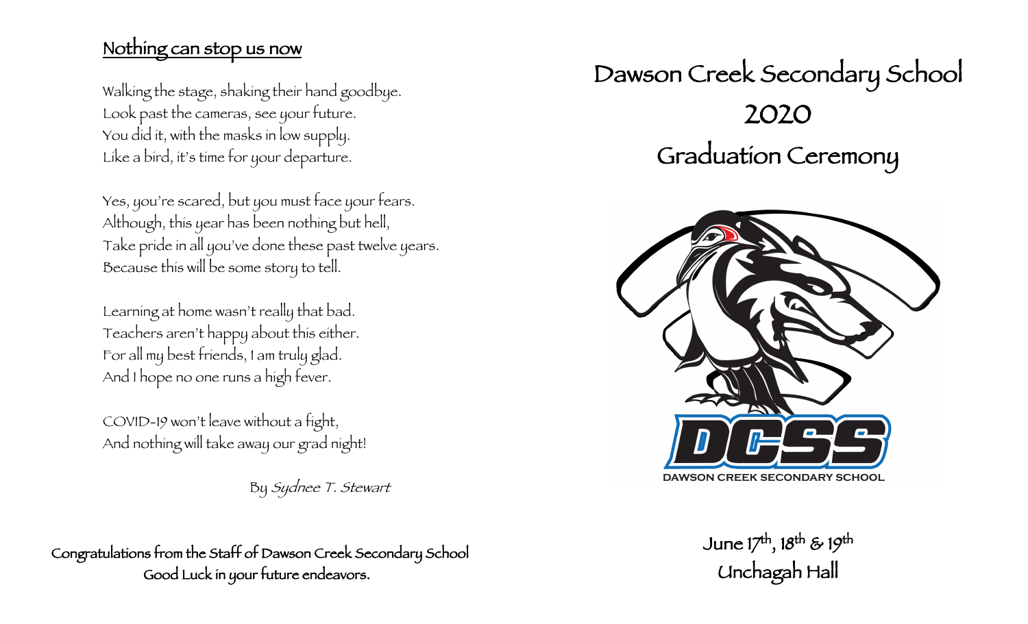## Nothing can stop us now

Walking the stage, shaking their hand goodbye.
Look past the cameras, see your future.
You did it, with the masks in low supply.
Like a bird, it's time for your departure.

Yes, you're scared, but you must face your fears.
Although, this year has been nothing but hell,
Take pride in all you've done these past twelve years.
Because this will be some story to tell.

Learning at home wasn't really that bad.
Teachers aren't happy about this either.
For all my best friends, I am truly glad.
And I hope no one runs a high fever.

COVID-19 won't leave without a fight,
And nothing will take away our grad night!

By *Sydnee T. Stewart*

Congratulations from the Staff of Dawson Creek Secondary School
Good Luck in your future endeavors.

# Dawson Creek Secondary School
# 2020
# Graduation Ceremony

DCSS
DAWSON CREEK SECONDARY SCHOOL

June 17th, 18th & 19th
Unchagah Hall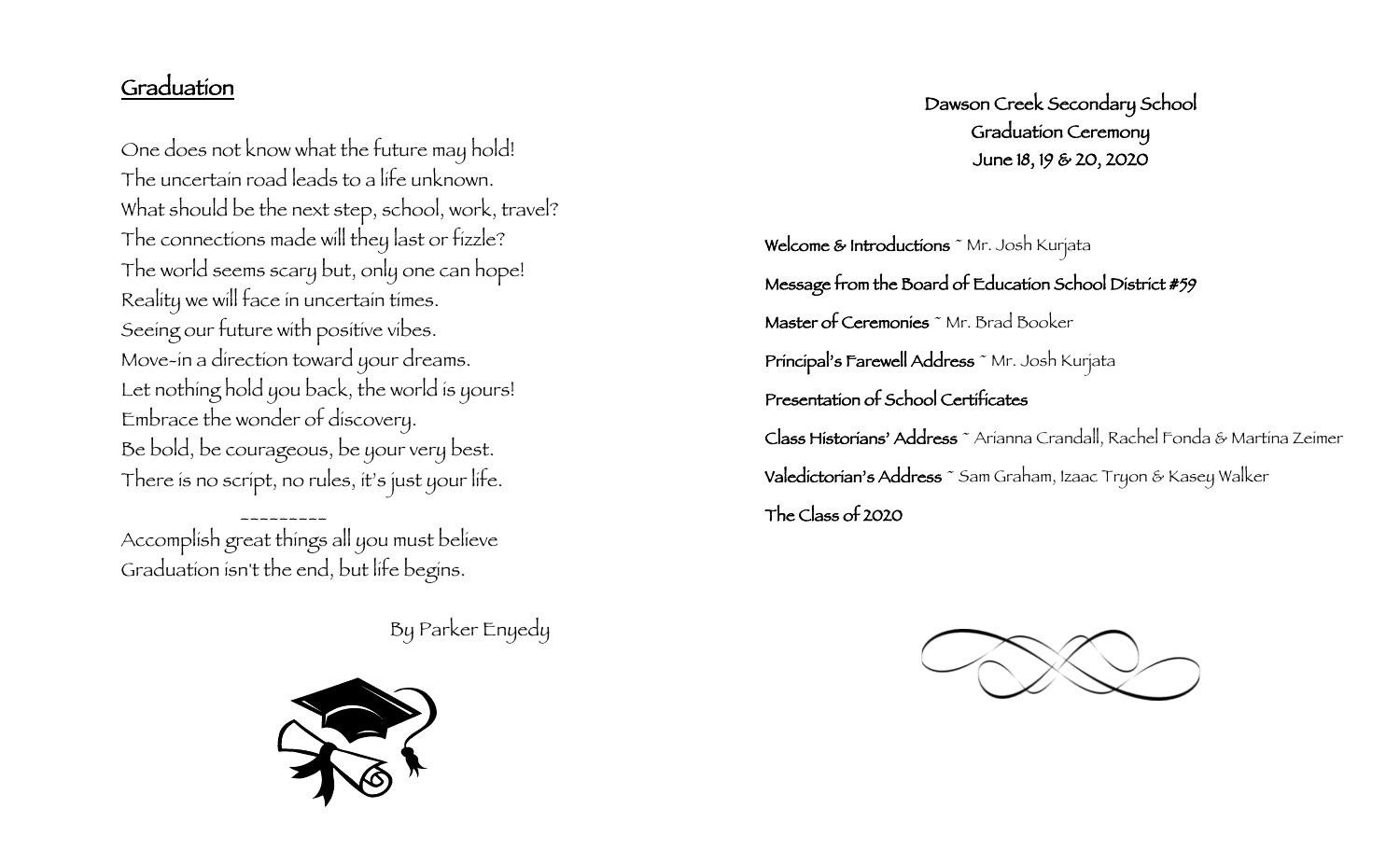## Graduation

One does not know what the future may hold!
The uncertain road leads to a life unknown.
What should be the next step, school, work, travel?
The connections made will they last or fizzle?
The world seems scary but, only one can hope!
Reality we will face in uncertain times.
Seeing our future with positive vibes.
Move-in a direction toward your dreams.
Let nothing hold you back, the world is yours!
Embrace the wonder of discovery.
Be bold, be courageous, be your very best.
There is no script, no rules, it's just your life.

~~~~~~~~~

Accomplish great things all you must believe
Graduation isn't the end, but life begins.

By Parker Enyedy

Dawson Creek Secondary School
Graduation Ceremony
June 18, 19 & 20, 2020

**Welcome & Introductions** ~ Mr. Josh Kurjata

**Message from the Board of Education School District #59**

**Master of Ceremonies** ~ Mr. Brad Booker

**Principal's Farewell Address** ~ Mr. Josh Kurjata

**Presentation of School Certificates**

**Class Historians' Address** ~ Arianna Crandall, Rachel Fonda & Martina Zeimer

**Valedictorian's Address** ~ Sam Graham, Izaac Tryon & Kasey Walker

**The Class of 2020**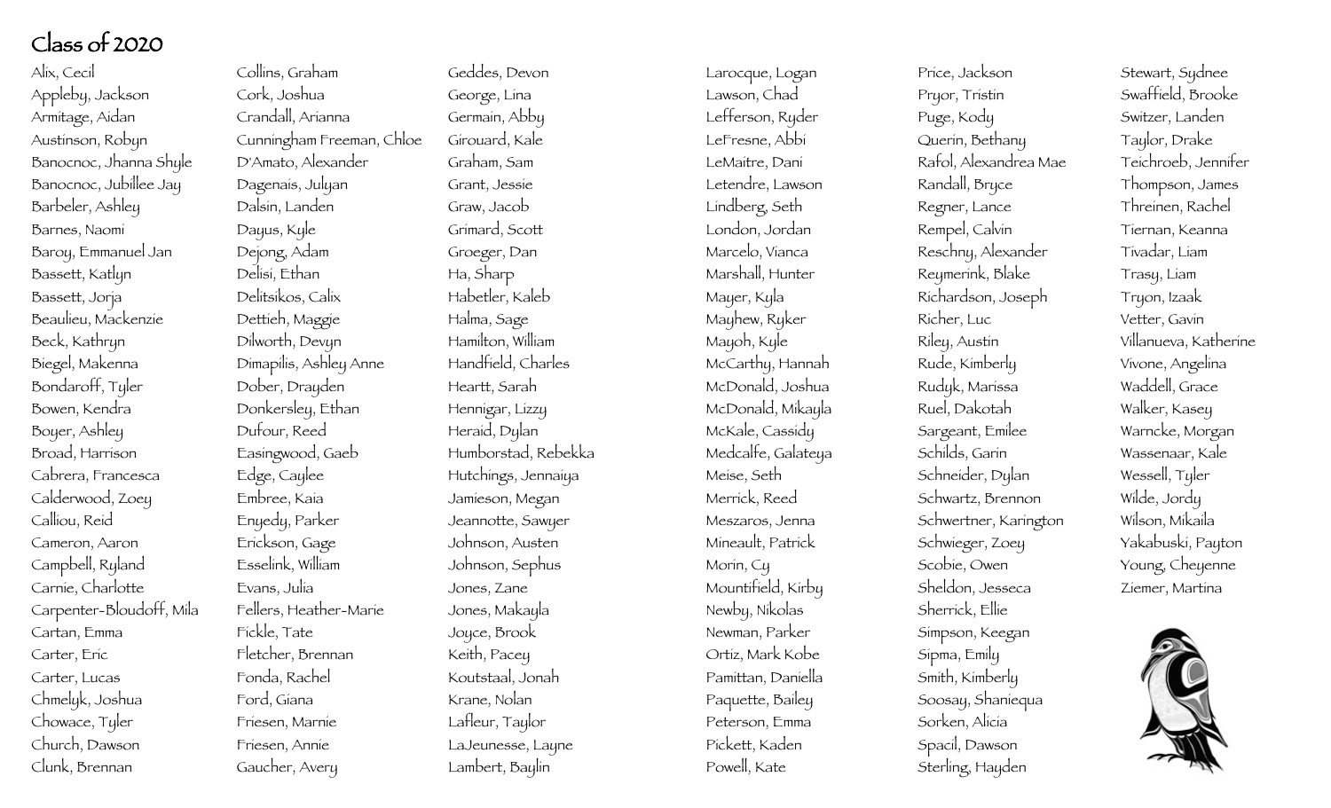# Class of 2020

Alix, Cecil
Appleby, Jackson
Armitage, Aidan
Austinson, Robyn
Banocnoc, Jhanna Shyle
Banocnoc, Jubillee Jay
Barbeler, Ashley
Barnes, Naomi
Baroy, Emmanuel Jan
Bassett, Katlyn
Bassett, Jorja
Beaulieu, Mackenzie
Beck, Kathryn
Biegel, Makenna
Bondaroff, Tyler
Bowen, Kendra
Boyer, Ashley
Broad, Harrison
Cabrera, Francesca
Calderwood, Zoey
Calliou, Reid
Cameron, Aaron
Campbell, Ryland
Carnie, Charlotte
Carpenter-Bloudoff, Mila
Cartan, Emma
Carter, Eric
Carter, Lucas
Chmelyk, Joshua
Chowace, Tyler
Church, Dawson
Clunk, Brennan
Collins, Graham
Cork, Joshua
Crandall, Arianna
Cunningham Freeman, Chloe
D'Amato, Alexander
Dagenais, Julyan
Dalsin, Landen
Dayus, Kyle
Dejong, Adam
Delisi, Ethan
Delitsikos, Calix
Dettieh, Maggie
Dilworth, Devyn
Dimapilis, Ashley Anne
Dober, Drayden
Donkersley, Ethan
Dufour, Reed
Easingwood, Gaeb
Edge, Caylee
Embree, Kaia
Enyedy, Parker
Erickson, Gage
Esselink, William
Evans, Julia
Fellers, Heather-Marie
Fickle, Tate
Fletcher, Brennan
Fonda, Rachel
Ford, Giana
Friesen, Marnie
Friesen, Annie
Gaucher, Avery
Geddes, Devon
George, Lina
Germain, Abby
Girouard, Kale
Graham, Sam
Grant, Jessie
Graw, Jacob
Grimard, Scott
Groeger, Dan
Ha, Sharp
Habetler, Kaleb
Halma, Sage
Hamilton, William
Handfield, Charles
Heartt, Sarah
Hennigar, Lizzy
Heraid, Dylan
Humborstad, Rebekka
Hutchings, Jennaiya
Jamieson, Megan
Jeannotte, Sawyer
Johnson, Austen
Johnson, Sephus
Jones, Zane
Jones, Makayla
Joyce, Brook
Keith, Pacey
Koutstaal, Jonah
Krane, Nolan
Lafleur, Taylor
LaJeunesse, Layne
Lambert, Baylin
Larocque, Logan
Lawson, Chad
Lefferson, Ryder
LeFresne, Abbi
LeMaitre, Dani
Letendre, Lawson
Lindberg, Seth
London, Jordan
Marcelo, Vianca
Marshall, Hunter
Mayer, Kyla
Mayhew, Ryker
Mayoh, Kyle
McCarthy, Hannah
McDonald, Joshua
McDonald, Mikayla
McKale, Cassidy
Medcalfe, Galateya
Meise, Seth
Merrick, Reed
Meszaros, Jenna
Mineault, Patrick
Morin, Cy
Mountifield, Kirby
Newby, Nikolas
Newman, Parker
Ortiz, Mark Kobe
Pamittan, Daniella
Paquette, Bailey
Peterson, Emma
Pickett, Kaden
Powell, Kate
Price, Jackson
Pryor, Tristin
Puge, Kody
Querin, Bethany
Rafol, Alexandrea Mae
Randall, Bryce
Regner, Lance
Rempel, Calvin
Reschny, Alexander
Reymerink, Blake
Richardson, Joseph
Richer, Luc
Riley, Austin
Rude, Kimberly
Rudyk, Marissa
Ruel, Dakotah
Sargeant, Emilee
Schilds, Garin
Schneider, Dylan
Schwartz, Brennon
Schwertner, Karington
Schwieger, Zoey
Scobie, Owen
Sheldon, Jesseca
Sherrick, Ellie
Simpson, Keegan
Sipma, Emily
Smith, Kimberly
Soosay, Shaniequa
Sorken, Alicia
Spacil, Dawson
Sterling, Hayden
Stewart, Sydnee
Swaffield, Brooke
Switzer, Landen
Taylor, Drake
Teichroeb, Jennifer
Thompson, James
Threinen, Rachel
Tiernan, Keanna
Tivadar, Liam
Trasy, Liam
Tryon, Izaak
Vetter, Gavin
Villanueva, Katherine
Vivone, Angelina
Waddell, Grace
Walker, Kasey
Warncke, Morgan
Wassenaar, Kale
Wessell, Tyler
Wilde, Jordy
Wilson, Mikaila
Yakabuski, Payton
Young, Cheyenne
Ziemer, Martina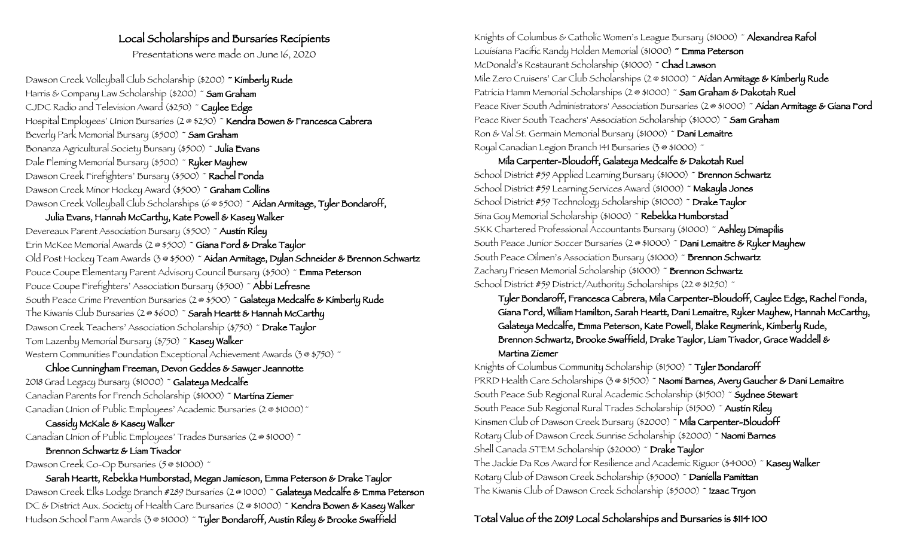## Local Scholarships and Bursaries Recipients

Presentations were made on June 16, 2020

Dawson Creek Volleyball Club Scholarship ($200) ~ **Kimberly Rude**
Harris & Company Law Scholarship ($200) ~ **Sam Graham**
CJDC Radio and Television Award ($250) ~ **Caylee Edge**
Hospital Employees' Union Bursaries (2 @ $250) ~ **Kendra Bowen & Francesca Cabrera**
Beverly Park Memorial Bursary ($500) ~ **Sam Graham**
Bonanza Agricultural Society Bursary ($500) ~ **Julia Evans**
Dale Fleming Memorial Bursary ($500) ~ **Ryker Mayhew**
Dawson Creek Firefighters' Bursary ($500) ~ **Rachel Fonda**
Dawson Creek Minor Hockey Award ($500) ~ **Graham Collins**
Dawson Creek Volleyball Club Scholarships (6 @ $500) ~ **Aidan Armitage, Tyler Bondaroff, Julia Evans, Hannah McCarthy, Kate Powell & Kasey Walker**
Devereaux Parent Association Bursary ($500) ~ **Austin Riley**
Erin McKee Memorial Awards (2 @ $500) ~ **Giana Ford & Drake Taylor**
Old Post Hockey Team Awards (3 @ $500) ~ **Aidan Armitage, Dylan Schneider & Brennon Schwartz**
Pouce Coupe Elementary Parent Advisory Council Bursary ($500) ~ **Emma Peterson**
Pouce Coupe Firefighters' Association Bursary ($500) ~ **Abbi Lefresne**
South Peace Crime Prevention Bursaries (2 @ $500) ~ **Galateya Medcalfe & Kimberly Rude**
The Kiwanis Club Bursaries (2 @ $600) ~ **Sarah Heartt & Hannah McCarthy**
Dawson Creek Teachers' Association Scholarship ($750) ~ **Drake Taylor**
Tom Lazenby Memorial Bursary ($750) ~ **Kasey Walker**
Western Communities Foundation Exceptional Achievement Awards (3 @ $750) ~ **Chloe Cunningham Freeman, Devon Geddes & Sawyer Jeannotte**
2018 Grad Legacy Bursary ($1000) ~ **Galateya Medcalfe**
Canadian Parents for French Scholarship ($1000) ~ **Martina Ziemer**
Canadian Union of Public Employees' Academic Bursaries (2 @ $1000) ~ **Cassidy McKale & Kasey Walker**
Canadian Union of Public Employees' Trades Bursaries (2 @ $1000) ~ **Brennon Schwartz & Liam Tivador**
Dawson Creek Co-Op Bursaries (5 @ $1000) ~ **Sarah Heartt, Rebekka Humborstad, Megan Jamieson, Emma Peterson & Drake Taylor**
Dawson Creek Elks Lodge Branch #289 Bursaries (2 @ 1000) ~ **Galateya Medcalfe & Emma Peterson**
DC & District Aux. Society of Health Care Bursaries (2 @ $1000) ~ **Kendra Bowen & Kasey Walker**
Hudson School Farm Awards (3 @ $1000) ~ **Tyler Bondaroff, Austin Riley & Brooke Swaffield**
Knights of Columbus & Catholic Women's League Bursary ($1000) ~ **Alexandrea Rafol**
Louisiana Pacific Randy Holden Memorial ($1000) ~ **Emma Peterson**
McDonald's Restaurant Scholarship ($1000) ~ **Chad Lawson**
Mile Zero Cruisers' Car Club Scholarships (2 @ $1000) ~ **Aidan Armitage & Kimberly Rude**
Patricia Hamm Memorial Scholarships (2 @ $1000) ~ **Sam Graham & Dakotah Ruel**
Peace River South Administrators' Association Bursaries (2 @ $1000) ~ **Aidan Armitage & Giana Ford**
Peace River South Teachers' Association Scholarship ($1000) ~ **Sam Graham**
Ron & Val St. Germain Memorial Bursary ($1000) ~ **Dani Lemaitre**
Royal Canadian Legion Branch 141 Bursaries (3 @ $1000) ~ **Mila Carpenter-Bloudoff, Galateya Medcalfe & Dakotah Ruel**
School District #59 Applied Learning Bursary ($1000) ~ **Brennon Schwartz**
School District #59 Learning Services Award ($1000) ~ **Makayla Jones**
School District #59 Technology Scholarship ($1000) ~ **Drake Taylor**
Sina Goy Memorial Scholarship ($1000) ~ **Rebekka Humborstad**
SKK Chartered Professional Accountants Bursary ($1000) ~ **Ashley Dimapilis**
South Peace Junior Soccer Bursaries (2 @ $1000) ~ **Dani Lemaitre & Ryker Mayhew**
South Peace Oilmen's Association Bursary ($1000) ~ **Brennon Schwartz**
Zachary Friesen Memorial Scholarship ($1000) ~ **Brennon Schwartz**
School District #59 District/Authority Scholarships (22 @ $1250) ~ **Tyler Bondaroff, Francesca Cabrera, Mila Carpenter-Bloudoff, Caylee Edge, Rachel Fonda, Giana Ford, William Hamilton, Sarah Heartt, Dani Lemaitre, Ryker Mayhew, Hannah McCarthy, Galateya Medcalfe, Emma Peterson, Kate Powell, Blake Reymerink, Kimberly Rude, Brennon Schwartz, Brooke Swaffield, Drake Taylor, Liam Tivador, Grace Waddell & Martina Ziemer**
Knights of Columbus Community Scholarship ($1500) ~ **Tyler Bondaroff**
PRRD Health Care Scholarships (3 @ $1500) ~ **Naomi Barnes, Avery Gaucher & Dani Lemaitre**
South Peace Sub Regional Rural Academic Scholarship ($1500) ~ **Sydnee Stewart**
South Peace Sub Regional Rural Trades Scholarship ($1500) ~ **Austin Riley**
Kinsmen Club of Dawson Creek Bursary ($2000) ~ **Mila Carpenter-Bloudoff**
Rotary Club of Dawson Creek Sunrise Scholarship ($2000) ~ **Naomi Barnes**
Shell Canada STEM Scholarship ($2000) ~ **Drake Taylor**
The Jackie Da Ros Award for Resilience and Academic Riguor ($4000) ~ **Kasey Walker**
Rotary Club of Dawson Creek Scholarship ($5000) ~ **Daniella Pamittan**
The Kiwanis Club of Dawson Creek Scholarship ($5000) ~ **Izaac Tryon**

**Total Value of the 2019 Local Scholarships and Bursaries is $114 100**